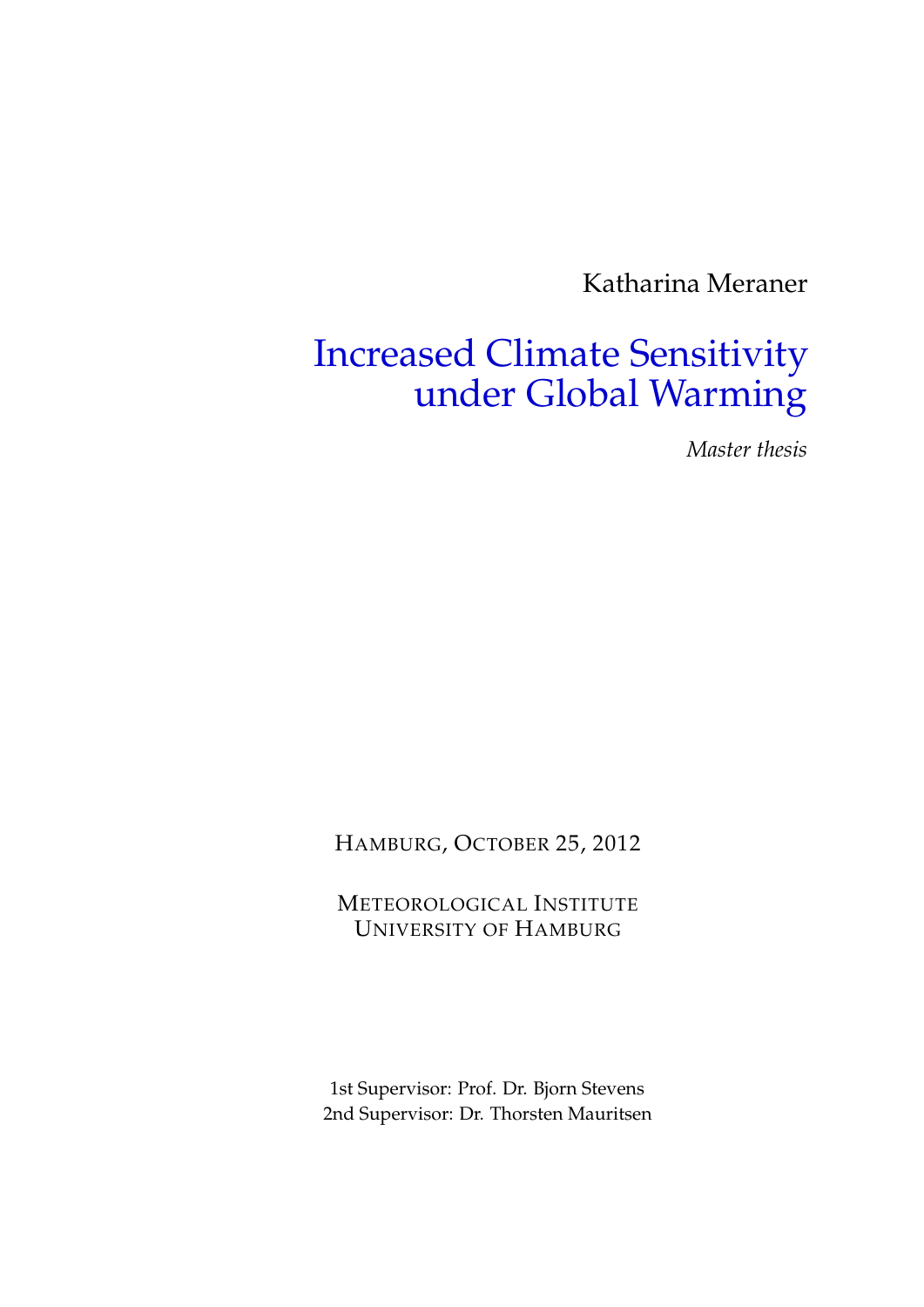Katharina Meraner

# Increased Climate Sensitivity under Global Warming

*Master thesis*

HAMBURG, OCTOBER 25, 2012

METEOROLOGICAL INSTITUTE
UNIVERSITY OF HAMBURG

1st Supervisor: Prof. Dr. Bjorn Stevens
2nd Supervisor: Dr. Thorsten Mauritsen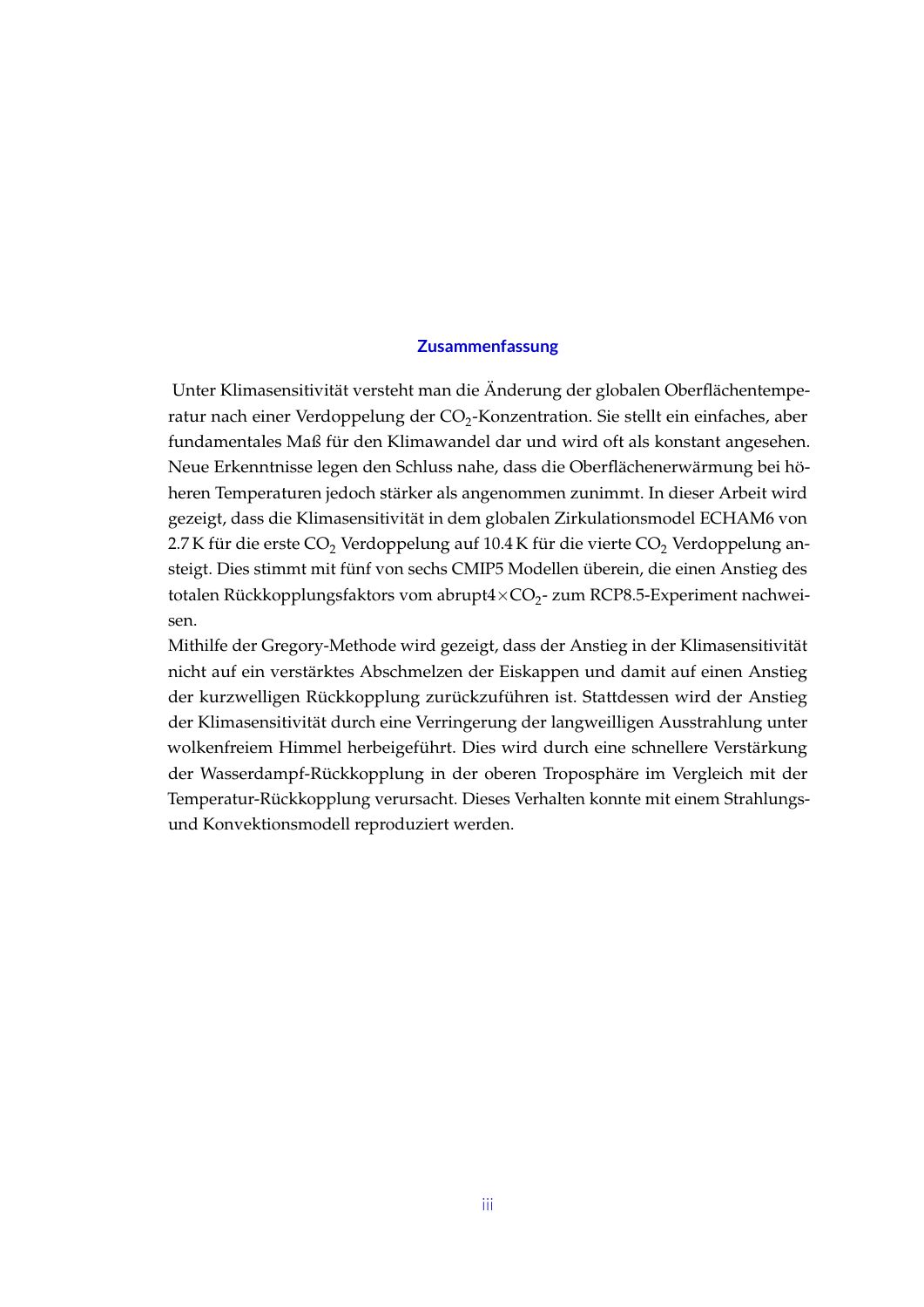## Zusammenfassung

Unter Klimasensitivität versteht man die Änderung der globalen Oberflächentemperatur nach einer Verdoppelung der $CO_2$-Konzentration. Sie stellt ein einfaches, aber fundamentales Maß für den Klimawandel dar und wird oft als konstant angesehen. Neue Erkenntnisse legen den Schluss nahe, dass die Oberflächenerwärmung bei höheren Temperaturen jedoch stärker als angenommen zunimmt. In dieser Arbeit wird gezeigt, dass die Klimasensitivität in dem globalen Zirkulationsmodel ECHAM6 von 2.7 K für die erste $CO_2$ Verdoppelung auf 10.4 K für die vierte $CO_2$ Verdoppelung ansteigt. Dies stimmt mit fünf von sechs CMIP5 Modellen überein, die einen Anstieg des totalen Rückkopplungsfaktors vom abrupt4$\times CO_2$- zum RCP8.5-Experiment nachweisen.

Mithilfe der Gregory-Methode wird gezeigt, dass der Anstieg in der Klimasensitivität nicht auf ein verstärktes Abschmelzen der Eiskappen und damit auf einen Anstieg der kurzwelligen Rückkopplung zurückzuführen ist. Stattdessen wird der Anstieg der Klimasensitivität durch eine Verringerung der langweilligen Ausstrahlung unter wolkenfreiem Himmel herbeigeführt. Dies wird durch eine schnellere Verstärkung der Wasserdampf-Rückkopplung in der oberen Troposphäre im Vergleich mit der Temperatur-Rückkopplung verursacht. Dieses Verhalten konnte mit einem Strahlungs- und Konvektionsmodell reproduziert werden.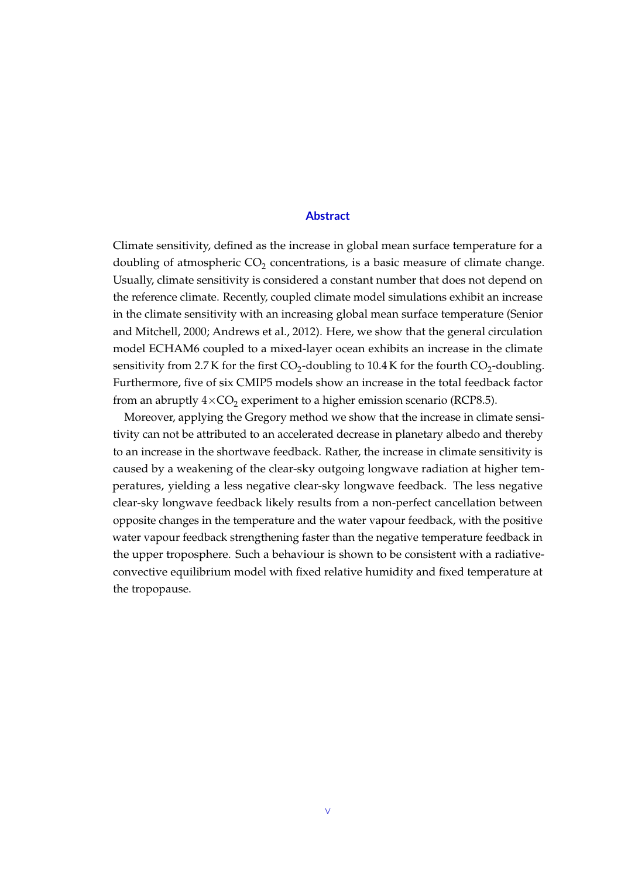## Abstract

Climate sensitivity, defined as the increase in global mean surface temperature for a doubling of atmospheric $CO_2$ concentrations, is a basic measure of climate change. Usually, climate sensitivity is considered a constant number that does not depend on the reference climate. Recently, coupled climate model simulations exhibit an increase in the climate sensitivity with an increasing global mean surface temperature (Senior and Mitchell, 2000; Andrews et al., 2012). Here, we show that the general circulation model ECHAM6 coupled to a mixed-layer ocean exhibits an increase in the climate sensitivity from 2.7 K for the first $CO_2$-doubling to 10.4 K for the fourth $CO_2$-doubling. Furthermore, five of six CMIP5 models show an increase in the total feedback factor from an abruptly $4\times CO_2$ experiment to a higher emission scenario (RCP8.5).

Moreover, applying the Gregory method we show that the increase in climate sensitivity can not be attributed to an accelerated decrease in planetary albedo and thereby to an increase in the shortwave feedback. Rather, the increase in climate sensitivity is caused by a weakening of the clear-sky outgoing longwave radiation at higher temperatures, yielding a less negative clear-sky longwave feedback. The less negative clear-sky longwave feedback likely results from a non-perfect cancellation between opposite changes in the temperature and the water vapour feedback, with the positive water vapour feedback strengthening faster than the negative temperature feedback in the upper troposphere. Such a behaviour is shown to be consistent with a radiative-convective equilibrium model with fixed relative humidity and fixed temperature at the tropopause.